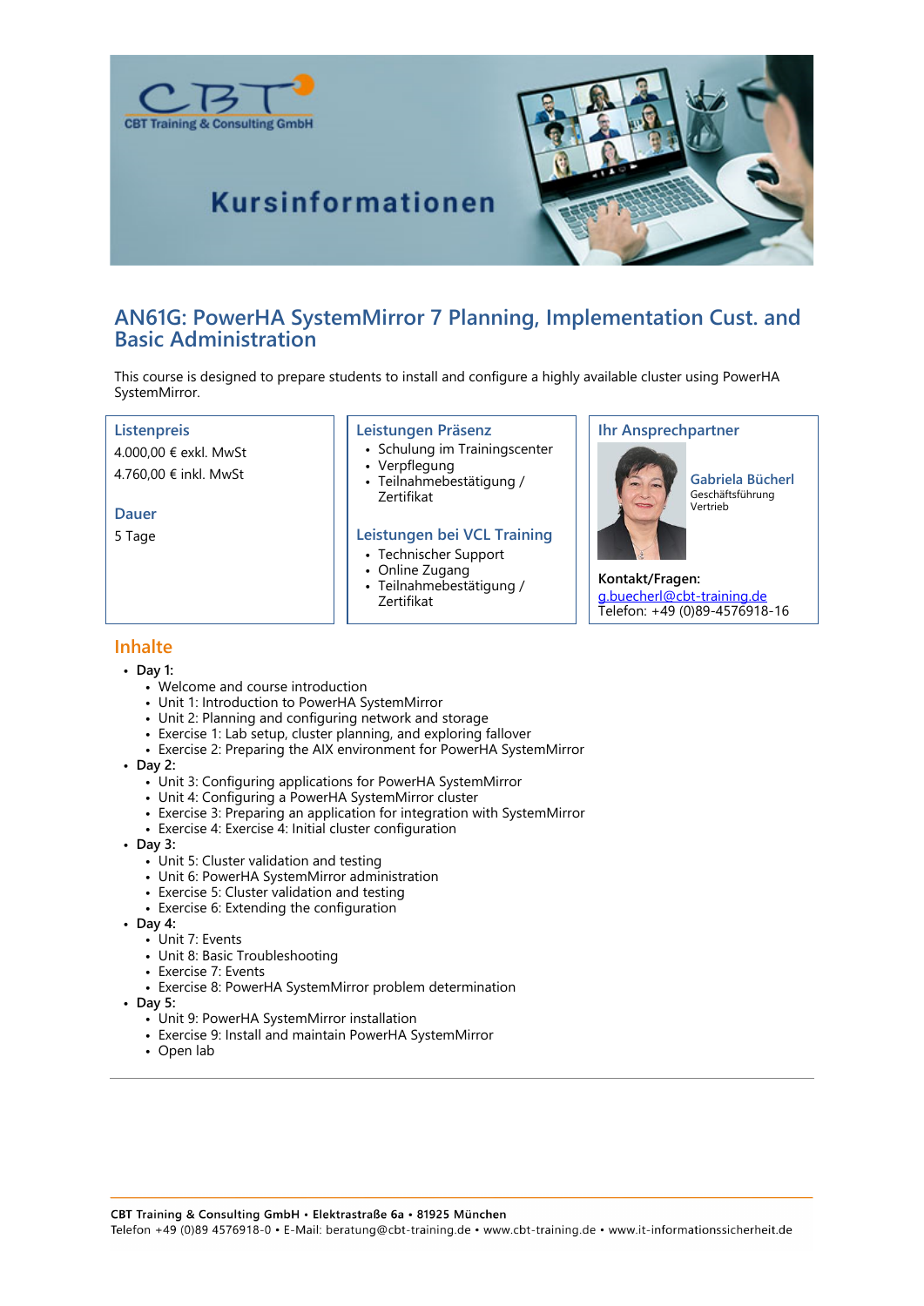# Kursinformationen

## AN61G: PowerHA SystemMirror 7 Planning, Implementation Cust. and Basic Administration

This course is designed to prepare students to install and configure a highly available cluster using PowerHA SystemMirror.

### Listenpreis

4.000,00 € exkl. MwSt

4.760,00 € inkl. MwSt

### Dauer

5 Tage

### Leistungen Präsenz

- Schulung im Trainingscenter
- Verpflegung
- Teilnahmebestätigung / Zertifikat

### Leistungen bei VCL Training

- Technischer Support
- Online Zugang
- Teilnahmebestätigung / Zertifikat

### Ihr Ansprechpartner

**Gabriela Bücherl**
Geschäftsführung
Vertrieb

**Kontakt/Fragen:**
g.buecherl@cbt-training.de
Telefon: +49 (0)89-4576918-16

## Inhalte

- Day 1:
  - Welcome and course introduction
  - Unit 1: Introduction to PowerHA SystemMirror
  - Unit 2: Planning and configuring network and storage
  - Exercise 1: Lab setup, cluster planning, and exploring fallover
  - Exercise 2: Preparing the AIX environment for PowerHA SystemMirror
- Day 2:
  - Unit 3: Configuring applications for PowerHA SystemMirror
  - Unit 4: Configuring a PowerHA SystemMirror cluster
  - Exercise 3: Preparing an application for integration with SystemMirror
  - Exercise 4: Exercise 4: Initial cluster configuration
- Day 3:
  - Unit 5: Cluster validation and testing
  - Unit 6: PowerHA SystemMirror administration
  - Exercise 5: Cluster validation and testing
  - Exercise 6: Extending the configuration
- Day 4:
  - Unit 7: Events
  - Unit 8: Basic Troubleshooting
  - Exercise 7: Events
  - Exercise 8: PowerHA SystemMirror problem determination
- Day 5:
  - Unit 9: PowerHA SystemMirror installation
  - Exercise 9: Install and maintain PowerHA SystemMirror
  - Open lab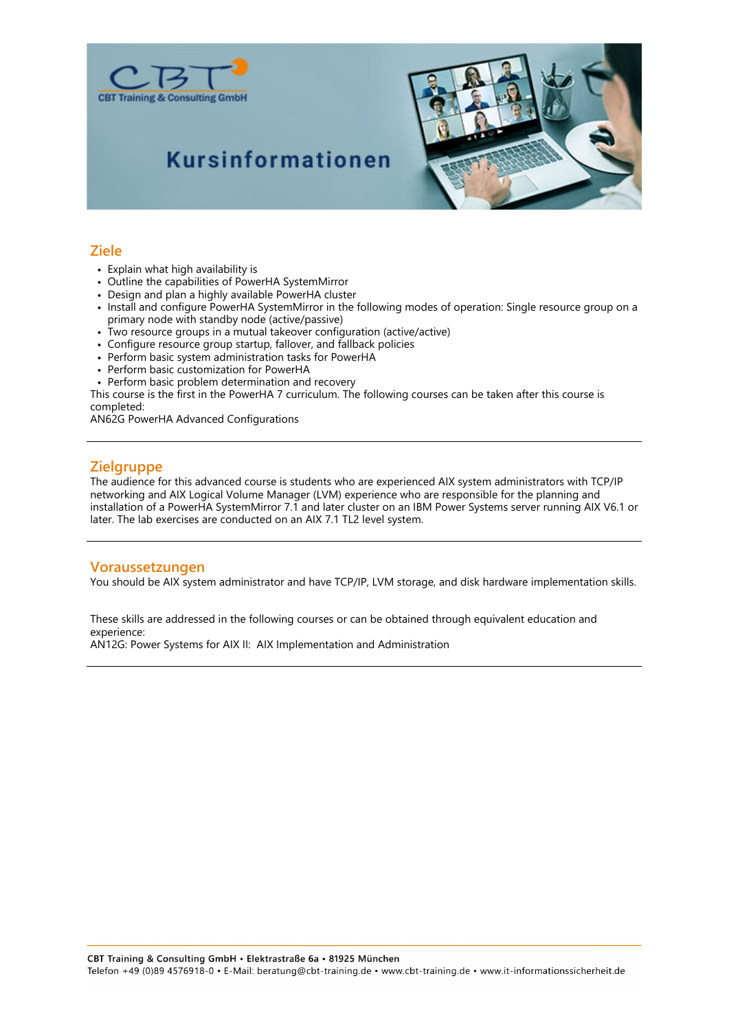## Ziele

- Explain what high availability is
- Outline the capabilities of PowerHA SystemMirror
- Design and plan a highly available PowerHA cluster
- Install and configure PowerHA SystemMirror in the following modes of operation: Single resource group on a primary node with standby node (active/passive)
- Two resource groups in a mutual takeover configuration (active/active)
- Configure resource group startup, fallover, and fallback policies
- Perform basic system administration tasks for PowerHA
- Perform basic customization for PowerHA
- Perform basic problem determination and recovery

This course is the first in the PowerHA 7 curriculum. The following courses can be taken after this course is completed:
AN62G PowerHA Advanced Configurations

---

## Zielgruppe

The audience for this advanced course is students who are experienced AIX system administrators with TCP/IP networking and AIX Logical Volume Manager (LVM) experience who are responsible for the planning and installation of a PowerHA SystemMirror 7.1 and later cluster on an IBM Power Systems server running AIX V6.1 or later. The lab exercises are conducted on an AIX 7.1 TL2 level system.

---

## Voraussetzungen

You should be AIX system administrator and have TCP/IP, LVM storage, and disk hardware implementation skills.

These skills are addressed in the following courses or can be obtained through equivalent education and experience:
AN12G: Power Systems for AIX II: AIX Implementation and Administration

---